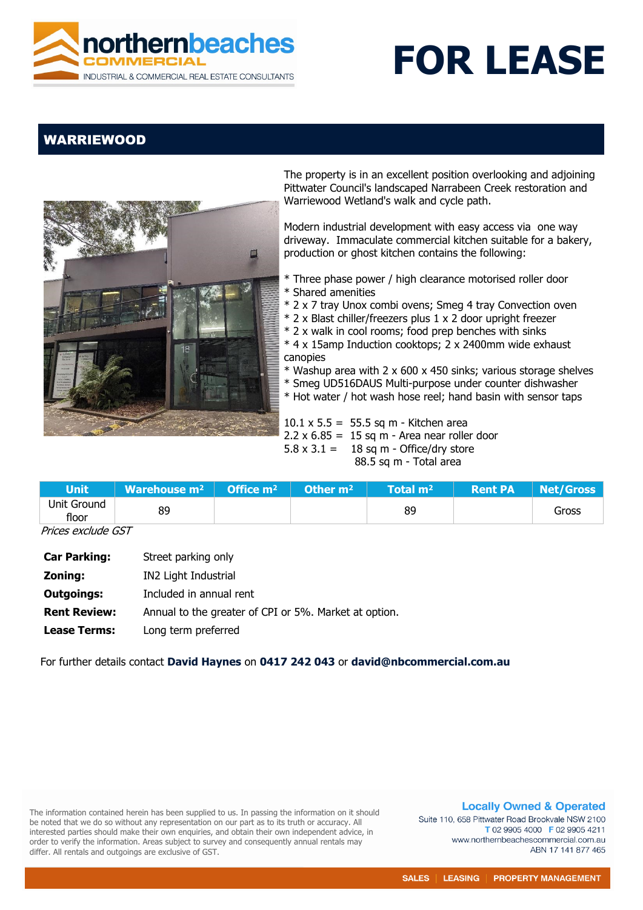northernbeaches COMMERCIAL
INDUSTRIAL & COMMERCIAL REAL ESTATE CONSULTANTS

# FOR LEASE

## WARRIEWOOD

The property is in an excellent position overlooking and adjoining Pittwater Council's landscaped Narrabeen Creek restoration and Warriewood Wetland's walk and cycle path.

Modern industrial development with easy access via one way driveway. Immaculate commercial kitchen suitable for a bakery, production or ghost kitchen contains the following:

* Three phase power / high clearance motorised roller door
* Shared amenities
* 2 x 7 tray Unox combi ovens; Smeg 4 tray Convection oven
* 2 x Blast chiller/freezers plus 1 x 2 door upright freezer
* 2 x walk in cool rooms; food prep benches with sinks
* 4 x 15amp Induction cooktops; 2 x 2400mm wide exhaust canopies
* Washup area with 2 x 600 x 450 sinks; various storage shelves
* Smeg UD516DAUS Multi-purpose under counter dishwasher
* Hot water / hot wash hose reel; hand basin with sensor taps

10.1 x 5.5 = 55.5 sq m - Kitchen area
2.2 x 6.85 = 15 sq m - Area near roller door
5.8 x 3.1 = 18 sq m - Office/dry store
88.5 sq m - Total area

| Unit | Warehouse m² | Office m² | Other m² | Total m² | Rent PA | Net/Gross |
|---|---|---|---|---|---|---|
| Unit Ground floor | 89 | | | 89 | | Gross |

*Prices exclude GST*

**Car Parking:** Street parking only
**Zoning:** IN2 Light Industrial
**Outgoings:** Included in annual rent
**Rent Review:** Annual to the greater of CPI or 5%. Market at option.
**Lease Terms:** Long term preferred

For further details contact **David Haynes** on **0417 242 043** or **david@nbcommercial.com.au**

The information contained herein has been supplied to us. In passing the information on it should be noted that we do so without any representation on our part as to its truth or accuracy. All interested parties should make their own enquiries, and obtain their own independent advice, in order to verify the information. Areas subject to survey and consequently annual rentals may differ. All rentals and outgoings are exclusive of GST.

**Locally Owned & Operated**
Suite 110, 658 Pittwater Road Brookvale NSW 2100
T 02 9905 4000 F 02 9905 4211
www.northernbeachescommercial.com.au
ABN 17 141 877 465

SALES | LEASING | PROPERTY MANAGEMENT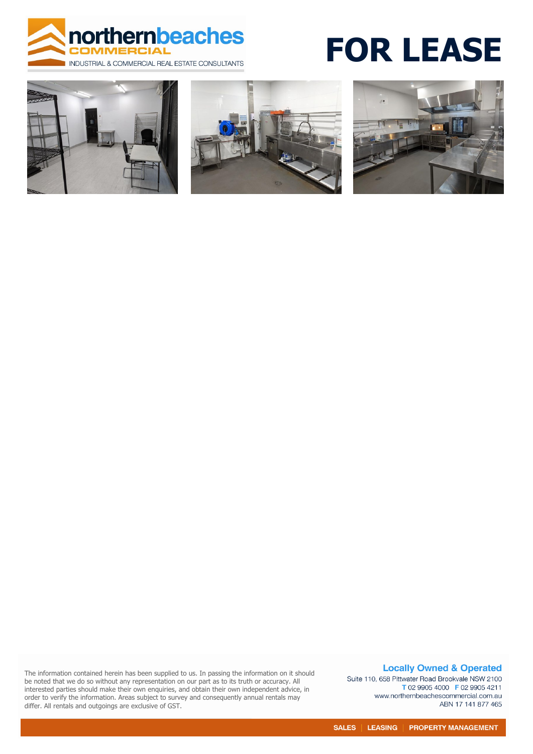# FOR LEASE

The information contained herein has been supplied to us. In passing the information on it should be noted that we do so without any representation on our part as to its truth or accuracy. All interested parties should make their own enquiries, and obtain their own independent advice, in order to verify the information. Areas subject to survey and consequently annual rentals may differ. All rentals and outgoings are exclusive of GST.

**Locally Owned & Operated**

Suite 110, 658 Pittwater Road Brookvale NSW 2100
T 02 9905 4000 F 02 9905 4211
www.northernbeachescommercial.com.au
ABN 17 141 877 465

SALES | LEASING | PROPERTY MANAGEMENT